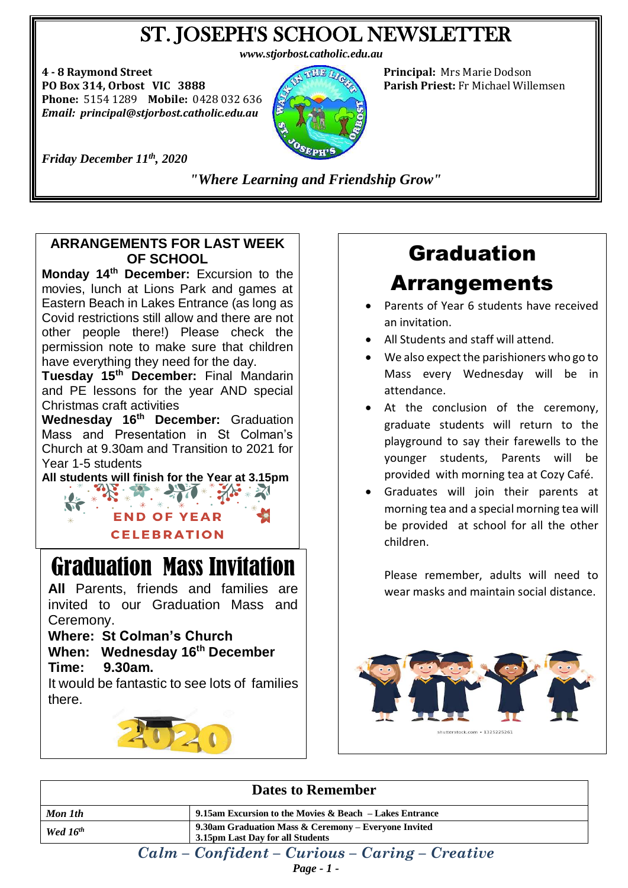# ST. JOSEPH'S SCHOOL NEWSLETTER

*www.stjorbost.catholic.edu.au*

**4 - 8 Raymond Street**
**PO Box 314, Orbost VIC 3888**
**Phone:** 5154 1289 **Mobile:** 0428 032 636
***Email: principal@stjorbost.catholic.edu.au***

**Principal:** Mrs Marie Dodson
**Parish Priest:** Fr Michael Willemsen

*Friday December 11th, 2020*

***"Where Learning and Friendship Grow"***

## ARRANGEMENTS FOR LAST WEEK OF SCHOOL

**Monday 14th December:** Excursion to the movies, lunch at Lions Park and games at Eastern Beach in Lakes Entrance (as long as Covid restrictions still allow and there are not other people there!) Please check the permission note to make sure that children have everything they need for the day.

**Tuesday 15th December:** Final Mandarin and PE lessons for the year AND special Christmas craft activities

**Wednesday 16th December:** Graduation Mass and Presentation in St Colman's Church at 9.30am and Transition to 2021 for Year 1-5 students

**All students will finish for the Year at 3.15pm**

END OF YEAR CELEBRATION

## Graduation Mass Invitation

**All** Parents, friends and families are invited to our Graduation Mass and Ceremony.

**Where: St Colman's Church**
**When: Wednesday 16th December**
**Time: 9.30am.**

It would be fantastic to see lots of families there.

## Graduation Arrangements

- Parents of Year 6 students have received an invitation.
- All Students and staff will attend.
- We also expect the parishioners who go to Mass every Wednesday will be in attendance.
- At the conclusion of the ceremony, graduate students will return to the playground to say their farewells to the younger students, Parents will be provided with morning tea at Cozy Café.
- Graduates will join their parents at morning tea and a special morning tea will be provided at school for all the other children.

Please remember, adults will need to wear masks and maintain social distance.

| Dates to Remember | |
|---|---|
| *Mon 1th* | 9.15am Excursion to the Movies & Beach – Lakes Entrance |
| *Wed 16th* | 9.30am Graduation Mass & Ceremony – Everyone Invited<br>3.15pm Last Day for all Students |

*Calm – Confident – Curious – Caring – Creative*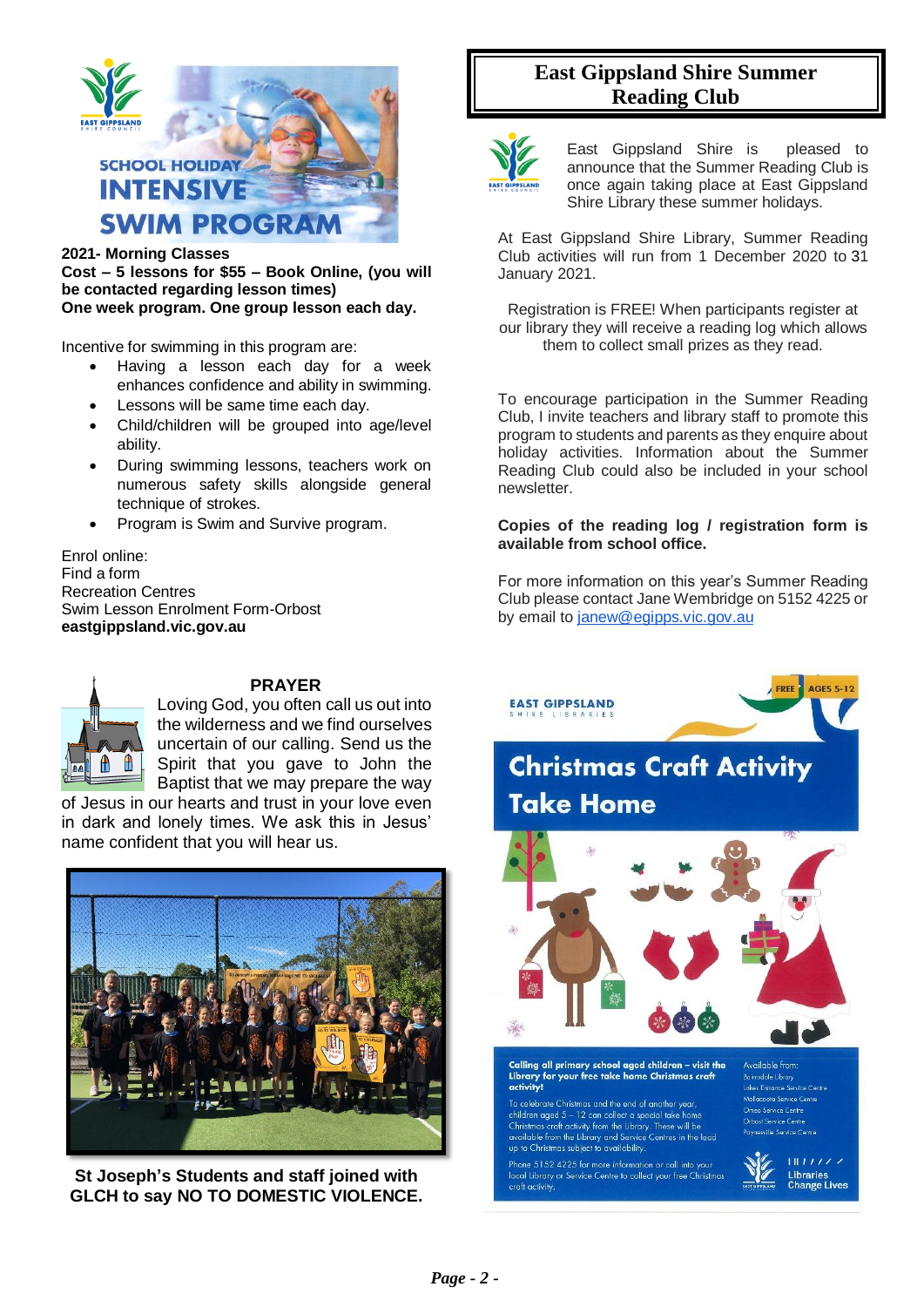## SCHOOL HOLIDAY INTENSIVE SWIM PROGRAM

**2021- Morning Classes**
**Cost – 5 lessons for $55 – Book Online, (you will be contacted regarding lesson times)**
**One week program. One group lesson each day.**

Incentive for swimming in this program are:

- Having a lesson each day for a week enhances confidence and ability in swimming.
- Lessons will be same time each day.
- Child/children will be grouped into age/level ability.
- During swimming lessons, teachers work on numerous safety skills alongside general technique of strokes.
- Program is Swim and Survive program.

Enrol online:
Find a form
Recreation Centres
Swim Lesson Enrolment Form-Orbost
**eastgippsland.vic.gov.au**

### PRAYER

Loving God, you often call us out into the wilderness and we find ourselves uncertain of our calling. Send us the Spirit that you gave to John the Baptist that we may prepare the way of Jesus in our hearts and trust in your love even in dark and lonely times. We ask this in Jesus' name confident that you will hear us.

**St Joseph's Students and staff joined with GLCH to say NO TO DOMESTIC VIOLENCE.**

## East Gippsland Shire Summer Reading Club

East Gippsland Shire is pleased to announce that the Summer Reading Club is once again taking place at East Gippsland Shire Library these summer holidays.

At East Gippsland Shire Library, Summer Reading Club activities will run from 1 December 2020 to 31 January 2021.

Registration is FREE! When participants register at our library they will receive a reading log which allows them to collect small prizes as they read.

To encourage participation in the Summer Reading Club, I invite teachers and library staff to promote this program to students and parents as they enquire about holiday activities. Information about the Summer Reading Club could also be included in your school newsletter.

**Copies of the reading log / registration form is available from school office.**

For more information on this year's Summer Reading Club please contact Jane Wembridge on 5152 4225 or by email to janew@egipps.vic.gov.au

## EAST GIPPSLAND SHIRE LIBRARIES

FREE AGES 5-12

## Christmas Craft Activity Take Home

**Calling all primary school aged children – visit the Library for your free take home Christmas craft activity!**

To celebrate Christmas and the end of another year, children aged 5 – 12 can collect a special take home Christmas craft activity from the Library. These will be available from the Library and Service Centres in the lead up to Christmas subject to availability.

Phone 5152 4225 for more information or call into your local Library or Service Centre to collect your free Christmas craft activity.

Available from:
Bairnsdale Library
Lakes Entrance Service Centre
Mallacoota Service Centre
Omeo Service Centre
Orbost Service Centre
Paynesville Service Centre

Libraries Change Lives